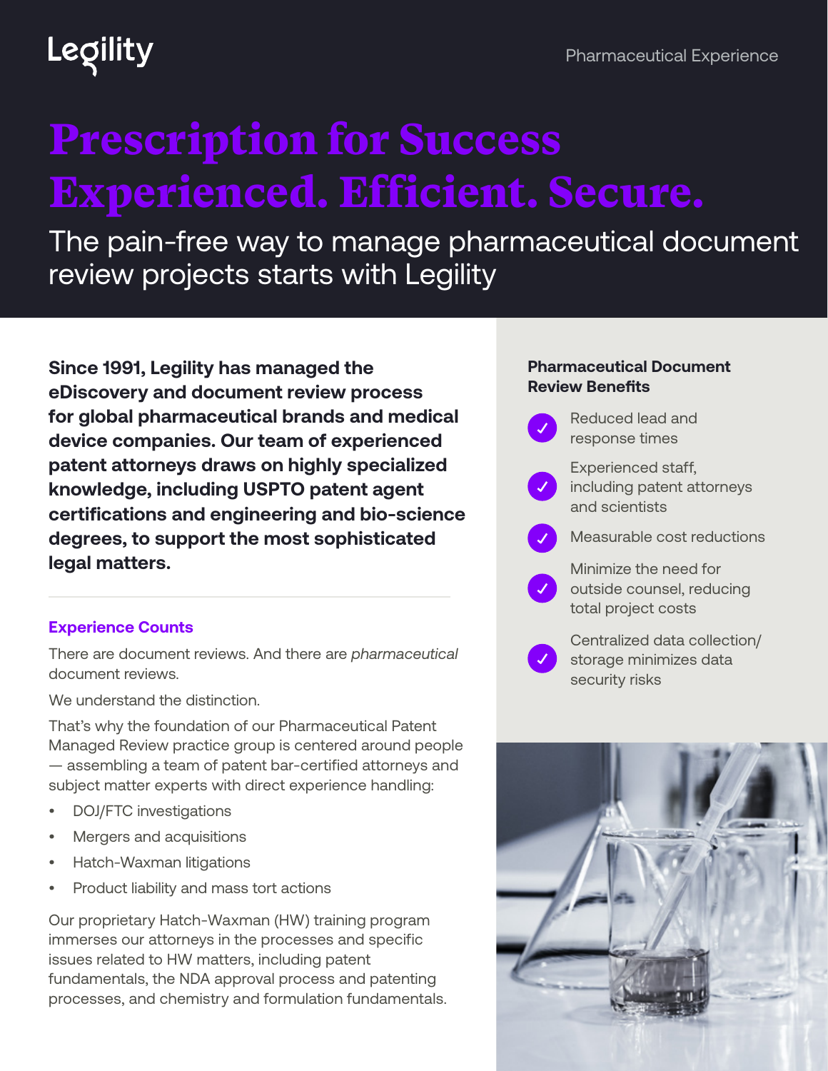Legility

Pharmaceutical Experience

# Prescription for Success Experienced. Efficient. Secure.

The pain-free way to manage pharmaceutical document review projects starts with Legility

**Since 1991, Legility has managed the eDiscovery and document review process for global pharmaceutical brands and medical device companies. Our team of experienced patent attorneys draws on highly specialized knowledge, including USPTO patent agent certifications and engineering and bio-science degrees, to support the most sophisticated legal matters.**

### Experience Counts

There are document reviews. And there are *pharmaceutical* document reviews.

We understand the distinction.

That's why the foundation of our Pharmaceutical Patent Managed Review practice group is centered around people — assembling a team of patent bar-certified attorneys and subject matter experts with direct experience handling:

- DOJ/FTC investigations
- Mergers and acquisitions
- Hatch-Waxman litigations
- Product liability and mass tort actions

Our proprietary Hatch-Waxman (HW) training program immerses our attorneys in the processes and specific issues related to HW matters, including patent fundamentals, the NDA approval process and patenting processes, and chemistry and formulation fundamentals.

### Pharmaceutical Document Review Benefits

- Reduced lead and response times
- Experienced staff, including patent attorneys and scientists
- Measurable cost reductions
- Minimize the need for outside counsel, reducing total project costs
- Centralized data collection/ storage minimizes data security risks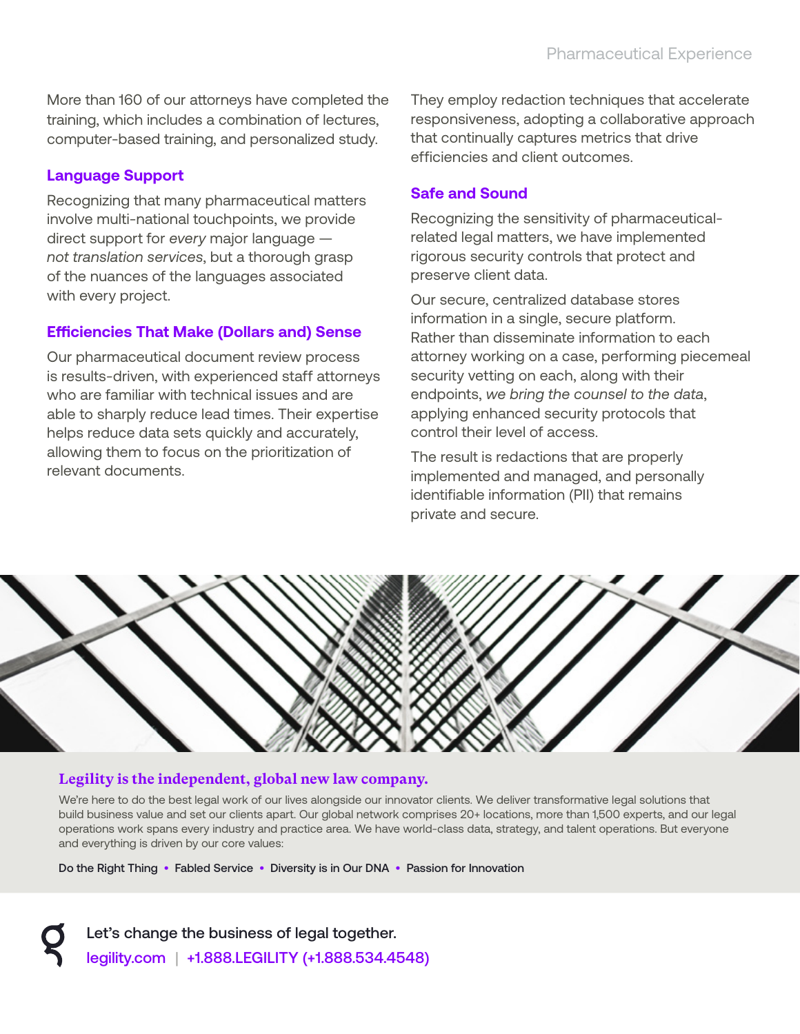More than 160 of our attorneys have completed the training, which includes a combination of lectures, computer-based training, and personalized study.

### Language Support

Recognizing that many pharmaceutical matters involve multi-national touchpoints, we provide direct support for *every* major language — *not translation services*, but a thorough grasp of the nuances of the languages associated with every project.

### Efficiencies That Make (Dollars and) Sense

Our pharmaceutical document review process is results-driven, with experienced staff attorneys who are familiar with technical issues and are able to sharply reduce lead times. Their expertise helps reduce data sets quickly and accurately, allowing them to focus on the prioritization of relevant documents.

They employ redaction techniques that accelerate responsiveness, adopting a collaborative approach that continually captures metrics that drive efficiencies and client outcomes.

### Safe and Sound

Recognizing the sensitivity of pharmaceutical-related legal matters, we have implemented rigorous security controls that protect and preserve client data.

Our secure, centralized database stores information in a single, secure platform. Rather than disseminate information to each attorney working on a case, performing piecemeal security vetting on each, along with their endpoints, *we bring the counsel to the data*, applying enhanced security protocols that control their level of access.

The result is redactions that are properly implemented and managed, and personally identifiable information (PII) that remains private and secure.

**Legility is the independent, global new law company.**

We're here to do the best legal work of our lives alongside our innovator clients. We deliver transformative legal solutions that build business value and set our clients apart. Our global network comprises 20+ locations, more than 1,500 experts, and our legal operations work spans every industry and practice area. We have world-class data, strategy, and talent operations. But everyone and everything is driven by our core values:

Do the Right Thing • Fabled Service • Diversity is in Our DNA • Passion for Innovation

Let's change the business of legal together.

legility.com | +1.888.LEGILITY (+1.888.534.4548)